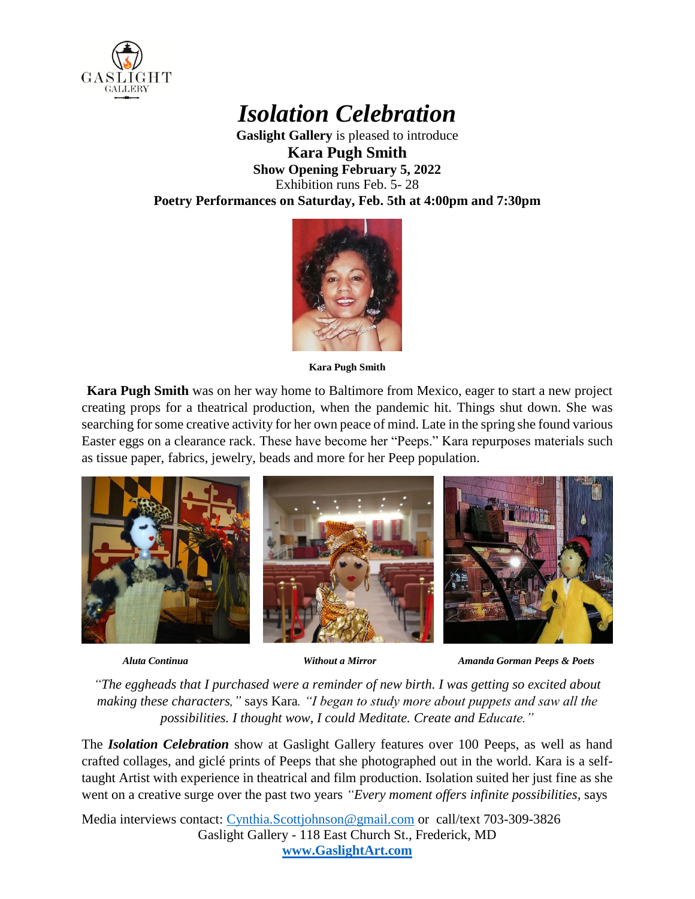GASLIGHT GALLERY

# *Isolation Celebration*

**Gaslight Gallery** is pleased to introduce

**Kara Pugh Smith**

**Show Opening February 5, 2022**

Exhibition runs Feb. 5- 28

**Poetry Performances on Saturday, Feb. 5th at 4:00pm and 7:30pm**

**Kara Pugh Smith**

**Kara Pugh Smith** was on her way home to Baltimore from Mexico, eager to start a new project creating props for a theatrical production, when the pandemic hit. Things shut down. She was searching for some creative activity for her own peace of mind. Late in the spring she found various Easter eggs on a clearance rack. These have become her "Peeps." Kara repurposes materials such as tissue paper, fabrics, jewelry, beads and more for her Peep population.

***Aluta Continua*** ***Without a Mirror*** ***Amanda Gorman Peeps & Poets***

*"The eggheads that I purchased were a reminder of new birth. I was getting so excited about making these characters,"* says Kara*. "I began to study more about puppets and saw all the possibilities. I thought wow, I could Meditate. Create and Educate."*

The ***Isolation Celebration*** show at Gaslight Gallery features over 100 Peeps, as well as hand crafted collages, and giclé prints of Peeps that she photographed out in the world. Kara is a self-taught Artist with experience in theatrical and film production. Isolation suited her just fine as she went on a creative surge over the past two years *"Every moment offers infinite possibilities,* says

Media interviews contact: Cynthia.Scottjohnson@gmail.com or call/text 703-309-3826
Gaslight Gallery - 118 East Church St., Frederick, MD
**www.GaslightArt.com**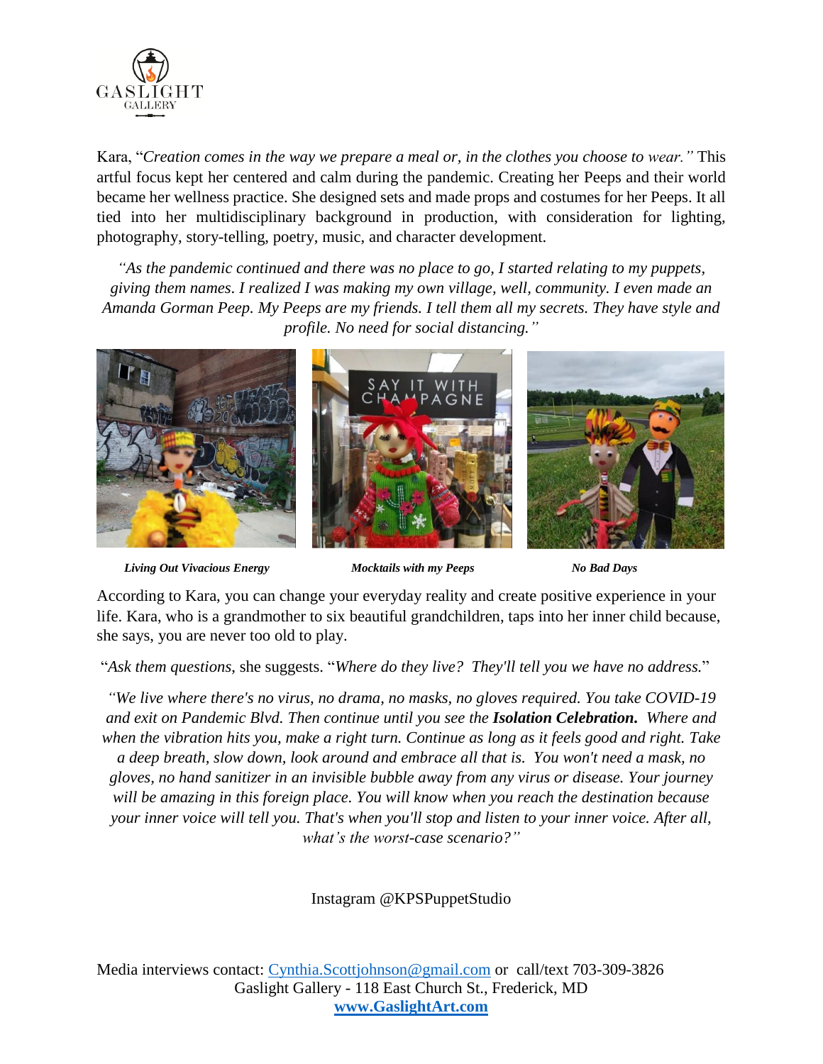Kara, "*Creation comes in the way we prepare a meal or, in the clothes you choose to wear.*" This artful focus kept her centered and calm during the pandemic. Creating her Peeps and their world became her wellness practice. She designed sets and made props and costumes for her Peeps. It all tied into her multidisciplinary background in production, with consideration for lighting, photography, story-telling, poetry, music, and character development.

*"As the pandemic continued and there was no place to go, I started relating to my puppets, giving them names. I realized I was making my own village, well, community. I even made an Amanda Gorman Peep. My Peeps are my friends. I tell them all my secrets. They have style and profile. No need for social distancing."*

***Living Out Vivacious Energy***

***Mocktails with my Peeps***

***No Bad Days***

According to Kara, you can change your everyday reality and create positive experience in your life. Kara, who is a grandmother to six beautiful grandchildren, taps into her inner child because, she says, you are never too old to play.

"*Ask them questions*, she suggests. "*Where do they live? They'll tell you we have no address.*"

*"We live where there's no virus, no drama, no masks, no gloves required. You take COVID-19 and exit on Pandemic Blvd. Then continue until you see the **Isolation Celebration.** Where and when the vibration hits you, make a right turn. Continue as long as it feels good and right. Take a deep breath, slow down, look around and embrace all that is. You won't need a mask, no gloves, no hand sanitizer in an invisible bubble away from any virus or disease. Your journey will be amazing in this foreign place. You will know when you reach the destination because your inner voice will tell you. That's when you'll stop and listen to your inner voice. After all, what's the worst-case scenario?"*

Instagram @KPSPuppetStudio

Media interviews contact: Cynthia.Scottjohnson@gmail.com or call/text 703-309-3826
Gaslight Gallery - 118 East Church St., Frederick, MD
**www.GaslightArt.com**